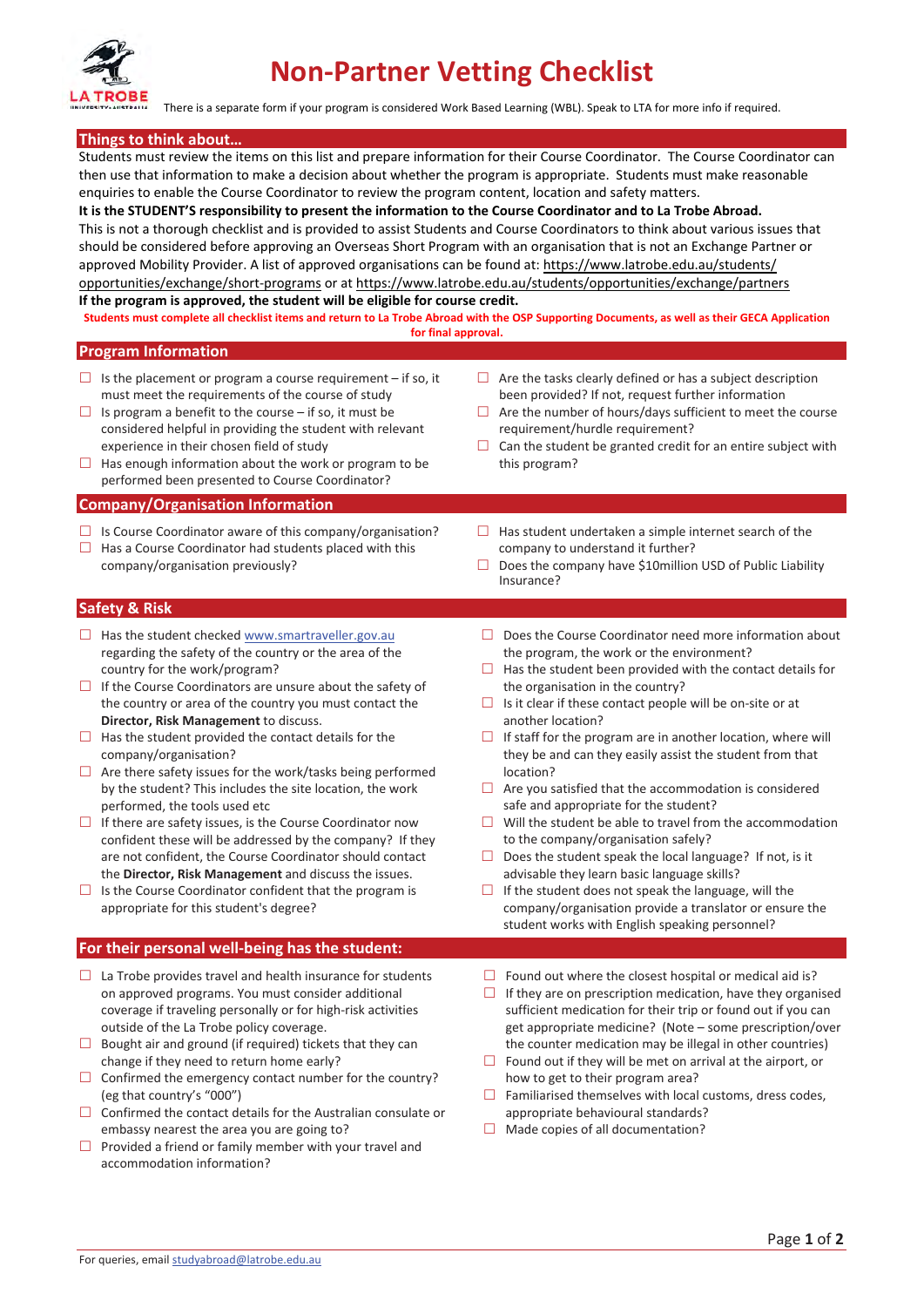# Non-Partner Vetting Checklist

There is a separate form if your program is considered Work Based Learning (WBL). Speak to LTA for more info if required.

## Things to think about…

Students must review the items on this list and prepare information for their Course Coordinator. The Course Coordinator can then use that information to make a decision about whether the program is appropriate. Students must make reasonable enquiries to enable the Course Coordinator to review the program content, location and safety matters.

**It is the STUDENT'S responsibility to present the information to the Course Coordinator and to La Trobe Abroad.**

This is not a thorough checklist and is provided to assist Students and Course Coordinators to think about various issues that should be considered before approving an Overseas Short Program with an organisation that is not an Exchange Partner or approved Mobility Provider. A list of approved organisations can be found at: https://www.latrobe.edu.au/students/opportunities/exchange/short-programs or at https://www.latrobe.edu.au/students/opportunities/exchange/partners

**If the program is approved, the student will be eligible for course credit.**

**Students must complete all checklist items and return to La Trobe Abroad with the OSP Supporting Documents, as well as their GECA Application for final approval.**

## Program Information

- ☐ Is the placement or program a course requirement – if so, it must meet the requirements of the course of study
- ☐ Is program a benefit to the course – if so, it must be considered helpful in providing the student with relevant experience in their chosen field of study
- ☐ Has enough information about the work or program to be performed been presented to Course Coordinator?
- ☐ Are the tasks clearly defined or has a subject description been provided? If not, request further information
- ☐ Are the number of hours/days sufficient to meet the course requirement/hurdle requirement?
- ☐ Can the student be granted credit for an entire subject with this program?

## Company/Organisation Information

- ☐ Is Course Coordinator aware of this company/organisation?
- ☐ Has a Course Coordinator had students placed with this company/organisation previously?
- ☐ Has student undertaken a simple internet search of the company to understand it further?
- ☐ Does the company have $10million USD of Public Liability Insurance?

## Safety & Risk

- ☐ Has the student checked www.smartraveller.gov.au regarding the safety of the country or the area of the country for the work/program?
- ☐ If the Course Coordinators are unsure about the safety of the country or area of the country you must contact the **Director, Risk Management** to discuss.
- ☐ Has the student provided the contact details for the company/organisation?
- ☐ Are there safety issues for the work/tasks being performed by the student? This includes the site location, the work performed, the tools used etc
- ☐ If there are safety issues, is the Course Coordinator now confident these will be addressed by the company? If they are not confident, the Course Coordinator should contact the **Director, Risk Management** and discuss the issues.
- ☐ Is the Course Coordinator confident that the program is appropriate for this student's degree?
- ☐ Does the Course Coordinator need more information about the program, the work or the environment?
- ☐ Has the student been provided with the contact details for the organisation in the country?
- ☐ Is it clear if these contact people will be on-site or at another location?
- ☐ If staff for the program are in another location, where will they be and can they easily assist the student from that location?
- ☐ Are you satisfied that the accommodation is considered safe and appropriate for the student?
- ☐ Will the student be able to travel from the accommodation to the company/organisation safely?
- ☐ Does the student speak the local language? If not, is it advisable they learn basic language skills?
- ☐ If the student does not speak the language, will the company/organisation provide a translator or ensure the student works with English speaking personnel?

## For their personal well-being has the student:

- ☐ La Trobe provides travel and health insurance for students on approved programs. You must consider additional coverage if traveling personally or for high-risk activities outside of the La Trobe policy coverage.
- ☐ Bought air and ground (if required) tickets that they can change if they need to return home early?
- ☐ Confirmed the emergency contact number for the country? (eg that country's "000")
- ☐ Confirmed the contact details for the Australian consulate or embassy nearest the area you are going to?
- ☐ Provided a friend or family member with your travel and accommodation information?
- ☐ Found out where the closest hospital or medical aid is?
- ☐ If they are on prescription medication, have they organised sufficient medication for their trip or found out if you can get appropriate medicine? (Note – some prescription/over the counter medication may be illegal in other countries)
- ☐ Found out if they will be met on arrival at the airport, or how to get to their program area?
- ☐ Familiarised themselves with local customs, dress codes, appropriate behavioural standards?
- ☐ Made copies of all documentation?

For queries, email studyabroad@latrobe.edu.au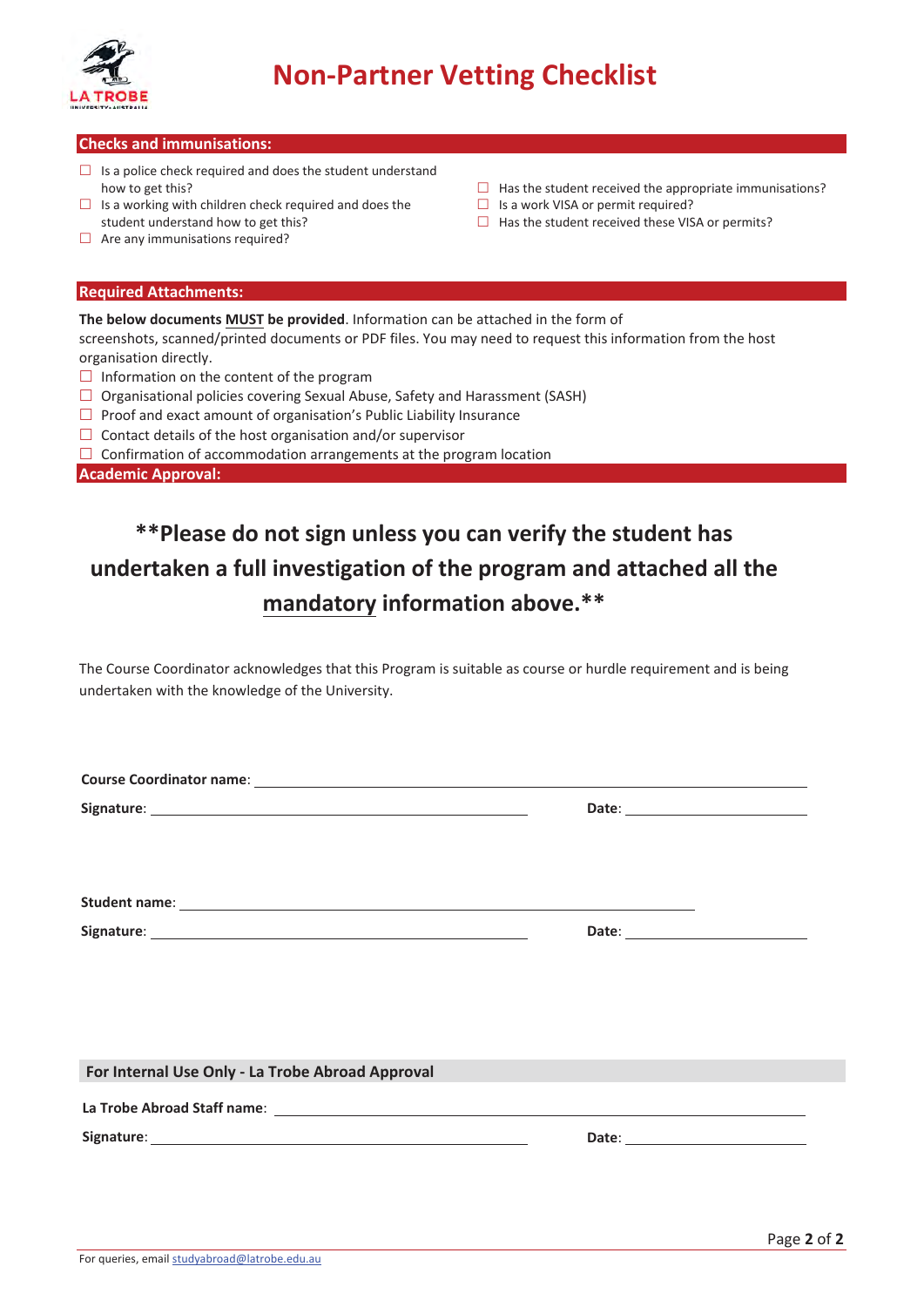# Non-Partner Vetting Checklist

## Checks and immunisations:

- ☐ Is a police check required and does the student understand how to get this?
- ☐ Is a working with children check required and does the student understand how to get this?
- ☐ Are any immunisations required?
- ☐ Has the student received the appropriate immunisations?
- ☐ Is a work VISA or permit required?
- ☐ Has the student received these VISA or permits?

## Required Attachments:

**The below documents MUST be provided**. Information can be attached in the form of screenshots, scanned/printed documents or PDF files. You may need to request this information from the host organisation directly.

- ☐ Information on the content of the program
- ☐ Organisational policies covering Sexual Abuse, Safety and Harassment (SASH)
- ☐ Proof and exact amount of organisation's Public Liability Insurance
- ☐ Contact details of the host organisation and/or supervisor
- ☐ Confirmation of accommodation arrangements at the program location

## Academic Approval:

**\*\*Please do not sign unless you can verify the student has undertaken a full investigation of the program and attached all the mandatory information above.\*\***

The Course Coordinator acknowledges that this Program is suitable as course or hurdle requirement and is being undertaken with the knowledge of the University.

**Course Coordinator name**: ______________________________

**Signature**: ______________________________ **Date**: ______________

**Student name**: ______________________________

**Signature**: ______________________________ **Date**: ______________

## For Internal Use Only - La Trobe Abroad Approval

**La Trobe Abroad Staff name**: ______________________________

**Signature**: ______________________________ **Date**: ______________

For queries, email studyabroad@latrobe.edu.au